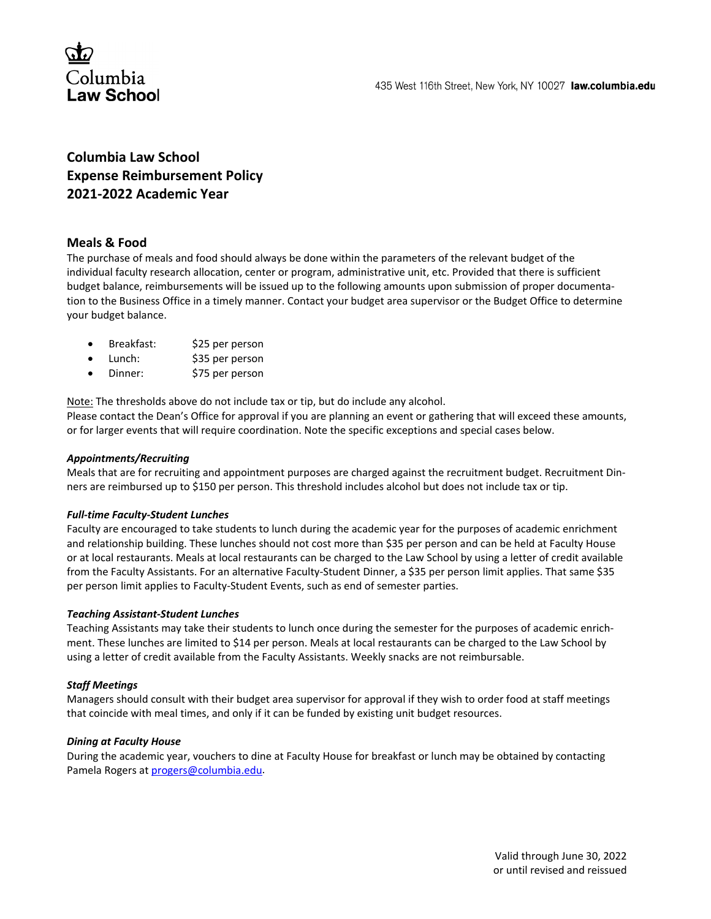Columbia Law School

435 West 116th Street, New York, NY 10027 **law.columbia.edu**

# Columbia Law School
# Expense Reimbursement Policy
# 2021-2022 Academic Year

## Meals & Food

The purchase of meals and food should always be done within the parameters of the relevant budget of the individual faculty research allocation, center or program, administrative unit, etc. Provided that there is sufficient budget balance, reimbursements will be issued up to the following amounts upon submission of proper documentation to the Business Office in a timely manner. Contact your budget area supervisor or the Budget Office to determine your budget balance.

- Breakfast: $25 per person
- Lunch: $35 per person
- Dinner: $75 per person

<u>Note:</u> The thresholds above do not include tax or tip, but do include any alcohol.
Please contact the Dean's Office for approval if you are planning an event or gathering that will exceed these amounts, or for larger events that will require coordination. Note the specific exceptions and special cases below.

### *Appointments/Recruiting*

Meals that are for recruiting and appointment purposes are charged against the recruitment budget. Recruitment Dinners are reimbursed up to $150 per person. This threshold includes alcohol but does not include tax or tip.

### *Full-time Faculty-Student Lunches*

Faculty are encouraged to take students to lunch during the academic year for the purposes of academic enrichment and relationship building. These lunches should not cost more than $35 per person and can be held at Faculty House or at local restaurants. Meals at local restaurants can be charged to the Law School by using a letter of credit available from the Faculty Assistants. For an alternative Faculty-Student Dinner, a $35 per person limit applies. That same $35 per person limit applies to Faculty-Student Events, such as end of semester parties.

### *Teaching Assistant-Student Lunches*

Teaching Assistants may take their students to lunch once during the semester for the purposes of academic enrichment. These lunches are limited to $14 per person. Meals at local restaurants can be charged to the Law School by using a letter of credit available from the Faculty Assistants. Weekly snacks are not reimbursable.

### *Staff Meetings*

Managers should consult with their budget area supervisor for approval if they wish to order food at staff meetings that coincide with meal times, and only if it can be funded by existing unit budget resources.

### *Dining at Faculty House*

During the academic year, vouchers to dine at Faculty House for breakfast or lunch may be obtained by contacting Pamela Rogers at progers@columbia.edu.

Valid through June 30, 2022
or until revised and reissued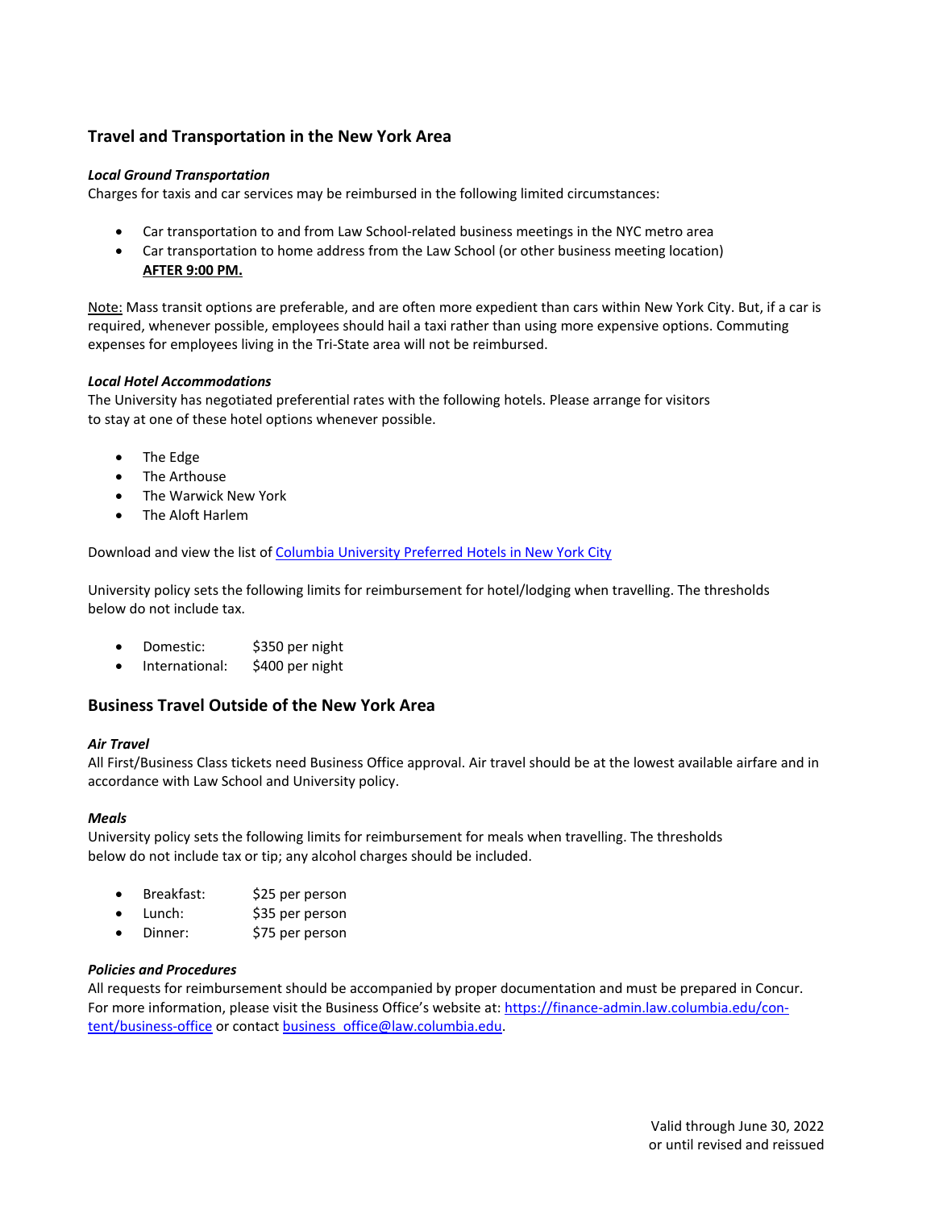## Travel and Transportation in the New York Area

***Local Ground Transportation***

Charges for taxis and car services may be reimbursed in the following limited circumstances:

- Car transportation to and from Law School-related business meetings in the NYC metro area
- Car transportation to home address from the Law School (or other business meeting location) **AFTER 9:00 PM.**

Note: Mass transit options are preferable, and are often more expedient than cars within New York City. But, if a car is required, whenever possible, employees should hail a taxi rather than using more expensive options. Commuting expenses for employees living in the Tri-State area will not be reimbursed.

***Local Hotel Accommodations***

The University has negotiated preferential rates with the following hotels. Please arrange for visitors to stay at one of these hotel options whenever possible.

- The Edge
- The Arthouse
- The Warwick New York
- The Aloft Harlem

Download and view the list of [Columbia University Preferred Hotels in New York City]()

University policy sets the following limits for reimbursement for hotel/lodging when travelling. The thresholds below do not include tax.

- Domestic: $350 per night
- International: $400 per night

## Business Travel Outside of the New York Area

***Air Travel***

All First/Business Class tickets need Business Office approval. Air travel should be at the lowest available airfare and in accordance with Law School and University policy.

***Meals***

University policy sets the following limits for reimbursement for meals when travelling. The thresholds below do not include tax or tip; any alcohol charges should be included.

- Breakfast: $25 per person
- Lunch: $35 per person
- Dinner: $75 per person

***Policies and Procedures***

All requests for reimbursement should be accompanied by proper documentation and must be prepared in Concur. For more information, please visit the Business Office's website at: https://finance-admin.law.columbia.edu/content/business-office or contact business_office@law.columbia.edu.

Valid through June 30, 2022
or until revised and reissued